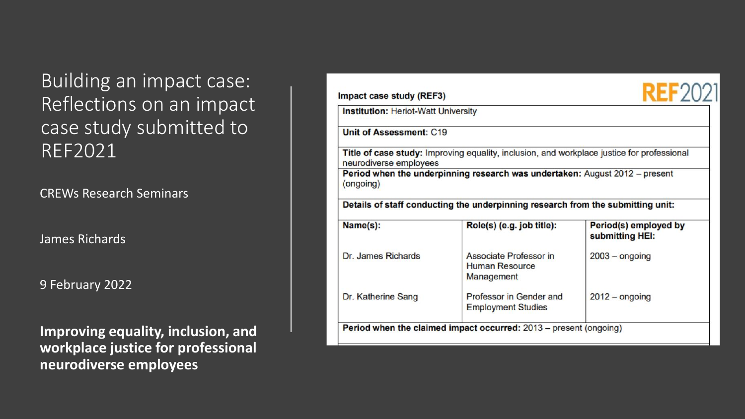# Building an impact case: Reflections on an impact case study submitted to REF2021

CREWs Research Seminars

James Richards

9 February 2022

**Improving equality, inclusion, and workplace justice for professional neurodiverse employees**

**Impact case study (REF3)**

REF2021

**Institution:** Heriot-Watt University

**Unit of Assessment:** C19

**Title of case study:** Improving equality, inclusion, and workplace justice for professional neurodiverse employees

**Period when the underpinning research was undertaken:** August 2012 – present (ongoing)

**Details of staff conducting the underpinning research from the submitting unit:**

| **Name(s):** | **Role(s) (e.g. job title):** | **Period(s) employed by submitting HEI:** |
| --- | --- | --- |
| Dr. James Richards | Associate Professor in Human Resource Management | 2003 – ongoing |
| Dr. Katherine Sang | Professor in Gender and Employment Studies | 2012 – ongoing |

**Period when the claimed impact occurred:** 2013 – present (ongoing)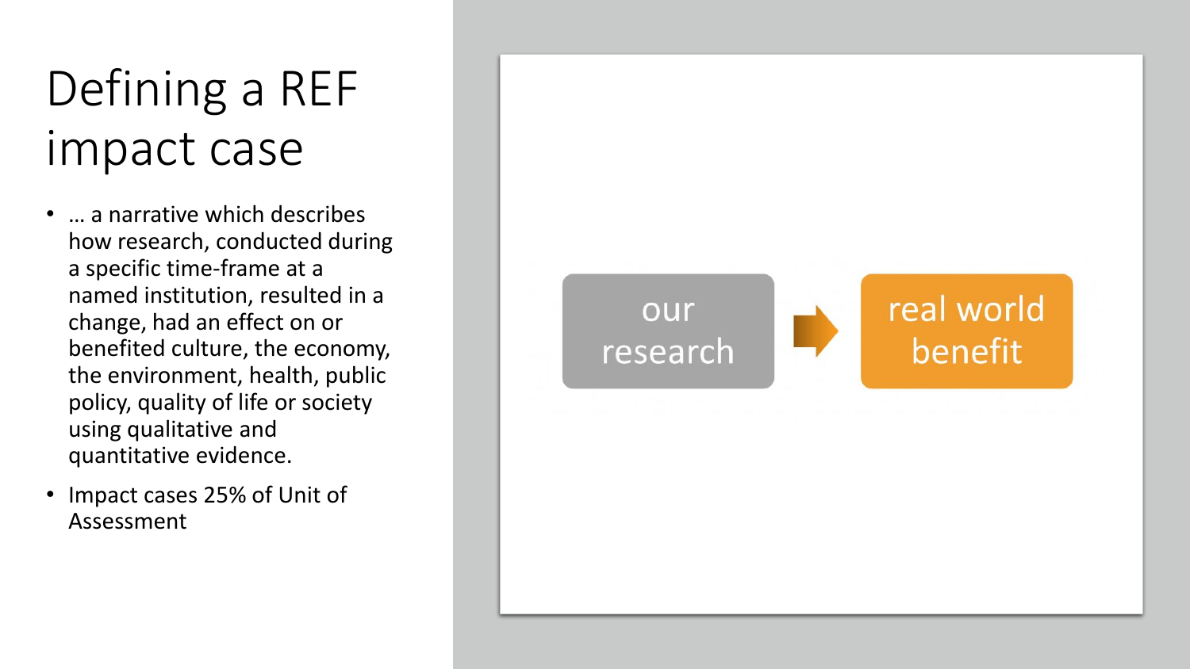# Defining a REF impact case

- … a narrative which describes how research, conducted during a specific time-frame at a named institution, resulted in a change, had an effect on or benefited culture, the economy, the environment, health, public policy, quality of life or society using qualitative and quantitative evidence.
- Impact cases 25% of Unit of Assessment

our research → real world benefit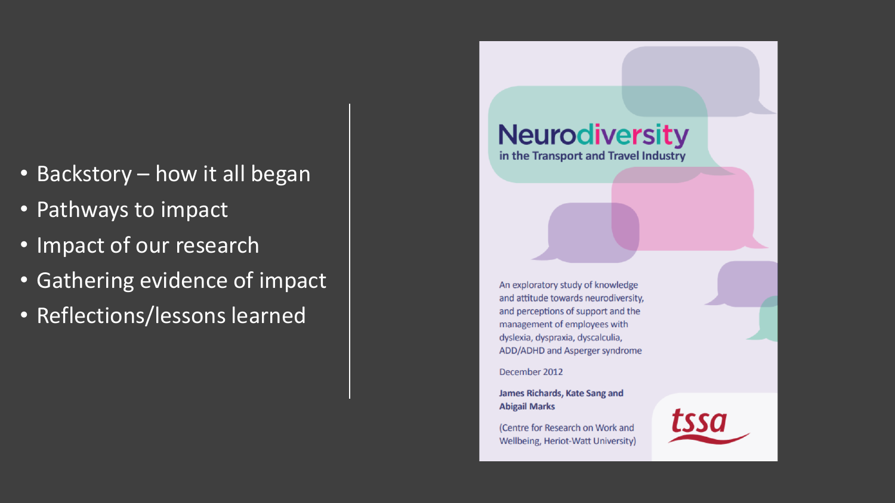- Backstory – how it all began
- Pathways to impact
- Impact of our research
- Gathering evidence of impact
- Reflections/lessons learned

**Neurodiversity**
**in the Transport and Travel Industry**

An exploratory study of knowledge and attitude towards neurodiversity, and perceptions of support and the management of employees with dyslexia, dyspraxia, dyscalculia, ADD/ADHD and Asperger syndrome

December 2012

**James Richards, Kate Sang and Abigail Marks**

(Centre for Research on Work and Wellbeing, Heriot-Watt University)

tssa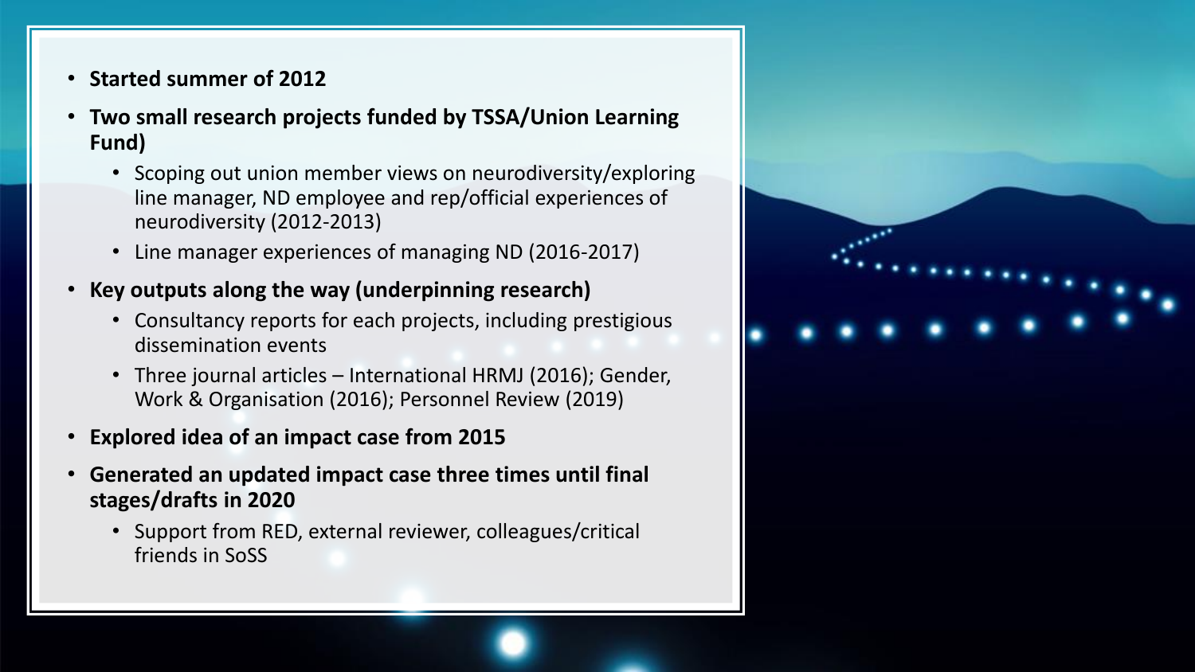- **Started summer of 2012**
- **Two small research projects funded by TSSA/Union Learning Fund)**
  - Scoping out union member views on neurodiversity/exploring line manager, ND employee and rep/official experiences of neurodiversity (2012-2013)
  - Line manager experiences of managing ND (2016-2017)
- **Key outputs along the way (underpinning research)**
  - Consultancy reports for each projects, including prestigious dissemination events
  - Three journal articles – International HRMJ (2016); Gender, Work & Organisation (2016); Personnel Review (2019)
- **Explored idea of an impact case from 2015**
- **Generated an updated impact case three times until final stages/drafts in 2020**
  - Support from RED, external reviewer, colleagues/critical friends in SoSS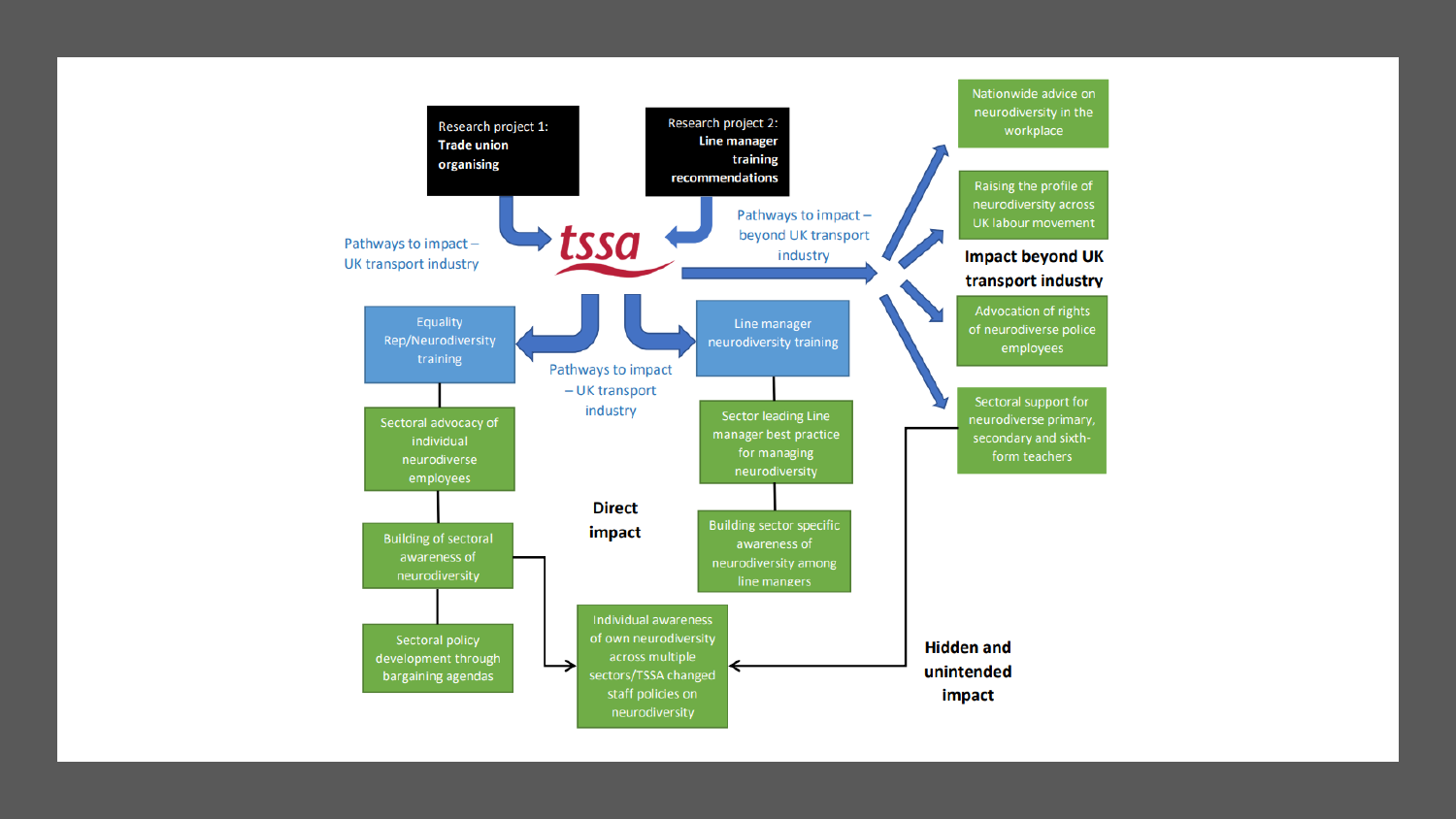Research project 1: **Trade union organising**

Research project 2: **Line manager training recommendations**

tssa

Pathways to impact – UK transport industry

Pathways to impact – beyond UK transport industry

Pathways to impact – UK transport industry

Equality Rep/Neurodiversity training

Sectoral advocacy of individual neurodiverse employees

Building of sectoral awareness of neurodiversity

Sectoral policy development through bargaining agendas

Line manager neurodiversity training

Sector leading Line manager best practice for managing neurodiversity

Building sector specific awareness of neurodiversity among line mangers

**Direct impact**

Individual awareness of own neurodiversity across multiple sectors/TSSA changed staff policies on neurodiversity

Nationwide advice on neurodiversity in the workplace

Raising the profile of neurodiversity across UK labour movement

**Impact beyond UK transport industry**

Advocation of rights of neurodiverse police employees

Sectoral support for neurodiverse primary, secondary and sixth-form teachers

**Hidden and unintended impact**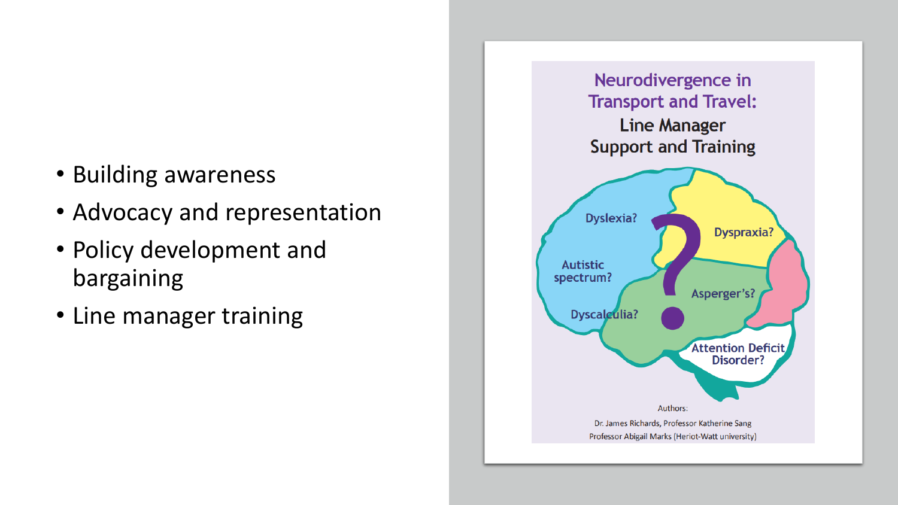- Building awareness
- Advocacy and representation
- Policy development and bargaining
- Line manager training

Neurodivergence in Transport and Travel:
Line Manager Support and Training

Dyslexia?
Dyspraxia?
Autistic spectrum?
Asperger's?
Dyscalculia?
Attention Deficit Disorder?

Authors:
Dr. James Richards, Professor Katherine Sang
Professor Abigail Marks (Heriot-Watt university)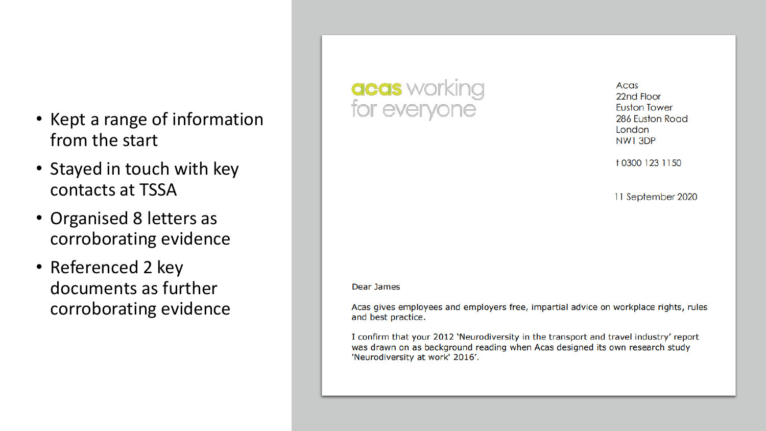- Kept a range of information from the start
- Stayed in touch with key contacts at TSSA
- Organised 8 letters as corroborating evidence
- Referenced 2 key documents as further corroborating evidence

**acas** working for everyone

Acas
22nd Floor
Euston Tower
286 Euston Road
London
NW1 3DP

t 0300 123 1150

11 September 2020

Dear James

Acas gives employees and employers free, impartial advice on workplace rights, rules and best practice.

I confirm that your 2012 'Neurodiversity in the transport and travel industry' report was drawn on as background reading when Acas designed its own research study 'Neurodiversity at work' 2016'.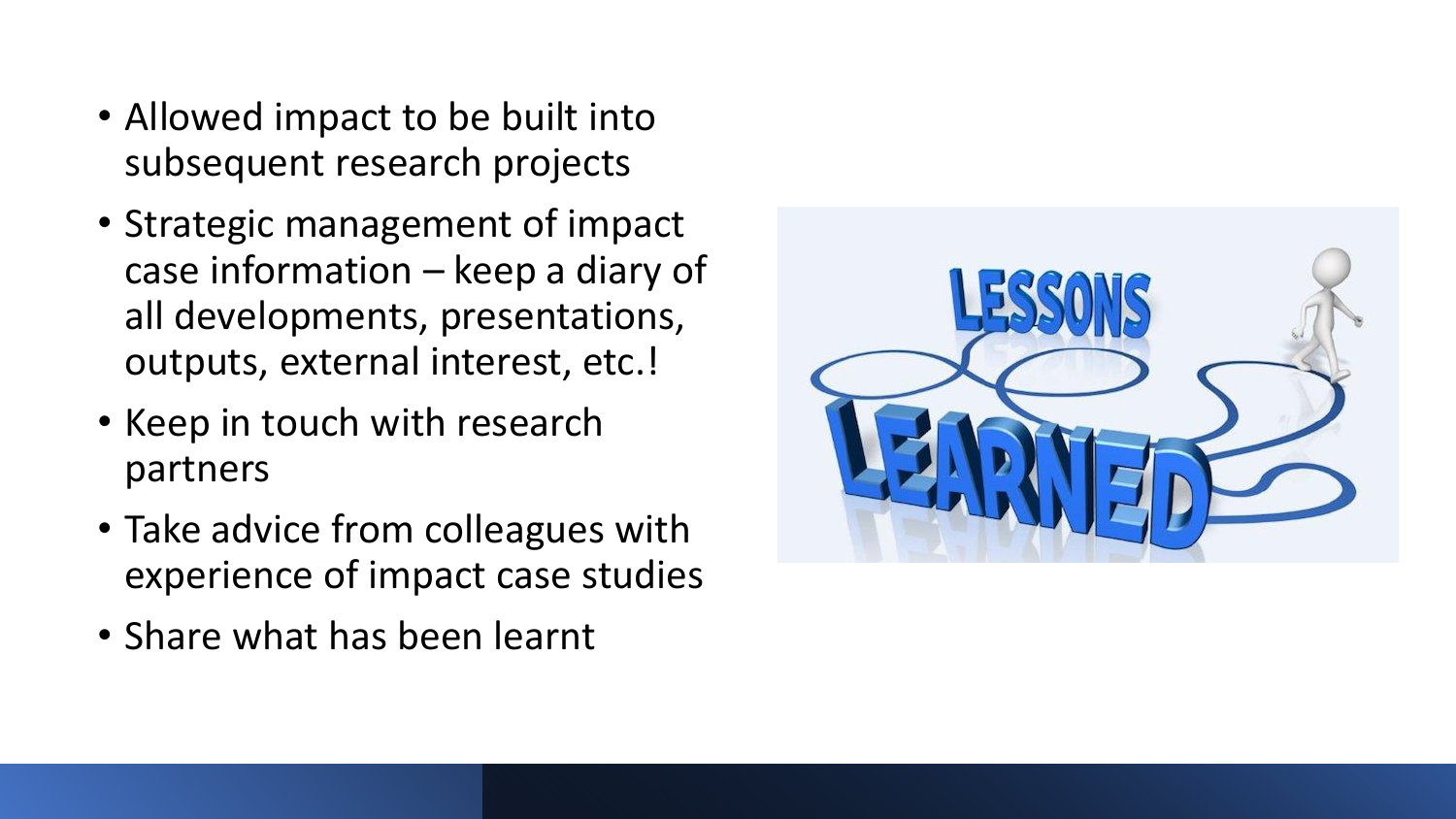- Allowed impact to be built into subsequent research projects
- Strategic management of impact case information – keep a diary of all developments, presentations, outputs, external interest, etc.!
- Keep in touch with research partners
- Take advice from colleagues with experience of impact case studies
- Share what has been learnt